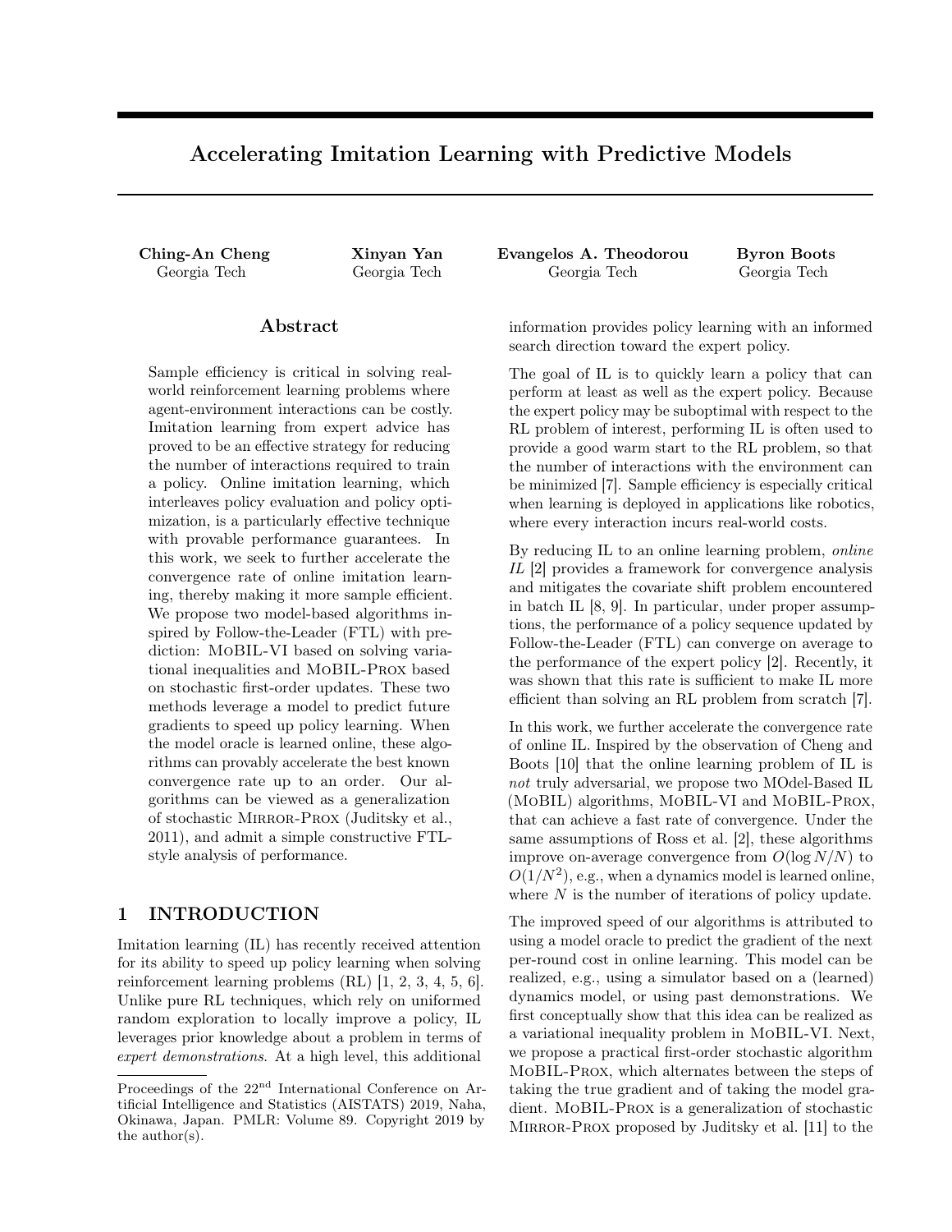# Accelerating Imitation Learning with Predictive Models

**Ching-An Cheng**
Georgia Tech

**Xinyan Yan**
Georgia Tech

**Evangelos A. Theodorou**
Georgia Tech

**Byron Boots**
Georgia Tech

## Abstract

Sample efficiency is critical in solving real-world reinforcement learning problems where agent-environment interactions can be costly. Imitation learning from expert advice has proved to be an effective strategy for reducing the number of interactions required to train a policy. Online imitation learning, which interleaves policy evaluation and policy optimization, is a particularly effective technique with provable performance guarantees. In this work, we seek to further accelerate the convergence rate of online imitation learning, thereby making it more sample efficient. We propose two model-based algorithms inspired by Follow-the-Leader (FTL) with prediction: MoBIL-VI based on solving variational inequalities and MoBIL-Prox based on stochastic first-order updates. These two methods leverage a model to predict future gradients to speed up policy learning. When the model oracle is learned online, these algorithms can provably accelerate the best known convergence rate up to an order. Our algorithms can be viewed as a generalization of stochastic Mirror-Prox (Juditsky et al., 2011), and admit a simple constructive FTL-style analysis of performance.

## 1 INTRODUCTION

Imitation learning (IL) has recently received attention for its ability to speed up policy learning when solving reinforcement learning problems (RL) [1, 2, 3, 4, 5, 6]. Unlike pure RL techniques, which rely on uniformed random exploration to locally improve a policy, IL leverages prior knowledge about a problem in terms of *expert demonstrations*. At a high level, this additional information provides policy learning with an informed search direction toward the expert policy.

The goal of IL is to quickly learn a policy that can perform at least as well as the expert policy. Because the expert policy may be suboptimal with respect to the RL problem of interest, performing IL is often used to provide a good warm start to the RL problem, so that the number of interactions with the environment can be minimized [7]. Sample efficiency is especially critical when learning is deployed in applications like robotics, where every interaction incurs real-world costs.

By reducing IL to an online learning problem, *online IL* [2] provides a framework for convergence analysis and mitigates the covariate shift problem encountered in batch IL [8, 9]. In particular, under proper assumptions, the performance of a policy sequence updated by Follow-the-Leader (FTL) can converge on average to the performance of the expert policy [2]. Recently, it was shown that this rate is sufficient to make IL more efficient than solving an RL problem from scratch [7].

In this work, we further accelerate the convergence rate of online IL. Inspired by the observation of Cheng and Boots [10] that the online learning problem of IL is *not* truly adversarial, we propose two MOdel-Based IL (MoBIL) algorithms, MoBIL-VI and MoBIL-Prox, that can achieve a fast rate of convergence. Under the same assumptions of Ross et al. [2], these algorithms improve on-average convergence from $O(\log N/N)$ to $O(1/N^2)$, e.g., when a dynamics model is learned online, where $N$ is the number of iterations of policy update.

The improved speed of our algorithms is attributed to using a model oracle to predict the gradient of the next per-round cost in online learning. This model can be realized, e.g., using a simulator based on a (learned) dynamics model, or using past demonstrations. We first conceptually show that this idea can be realized as a variational inequality problem in MoBIL-VI. Next, we propose a practical first-order stochastic algorithm MoBIL-Prox, which alternates between the steps of taking the true gradient and of taking the model gradient. MoBIL-Prox is a generalization of stochastic Mirror-Prox proposed by Juditsky et al. [11] to the

Proceedings of the 22[nd] International Conference on Artificial Intelligence and Statistics (AISTATS) 2019, Naha, Okinawa, Japan. PMLR: Volume 89. Copyright 2019 by the author(s).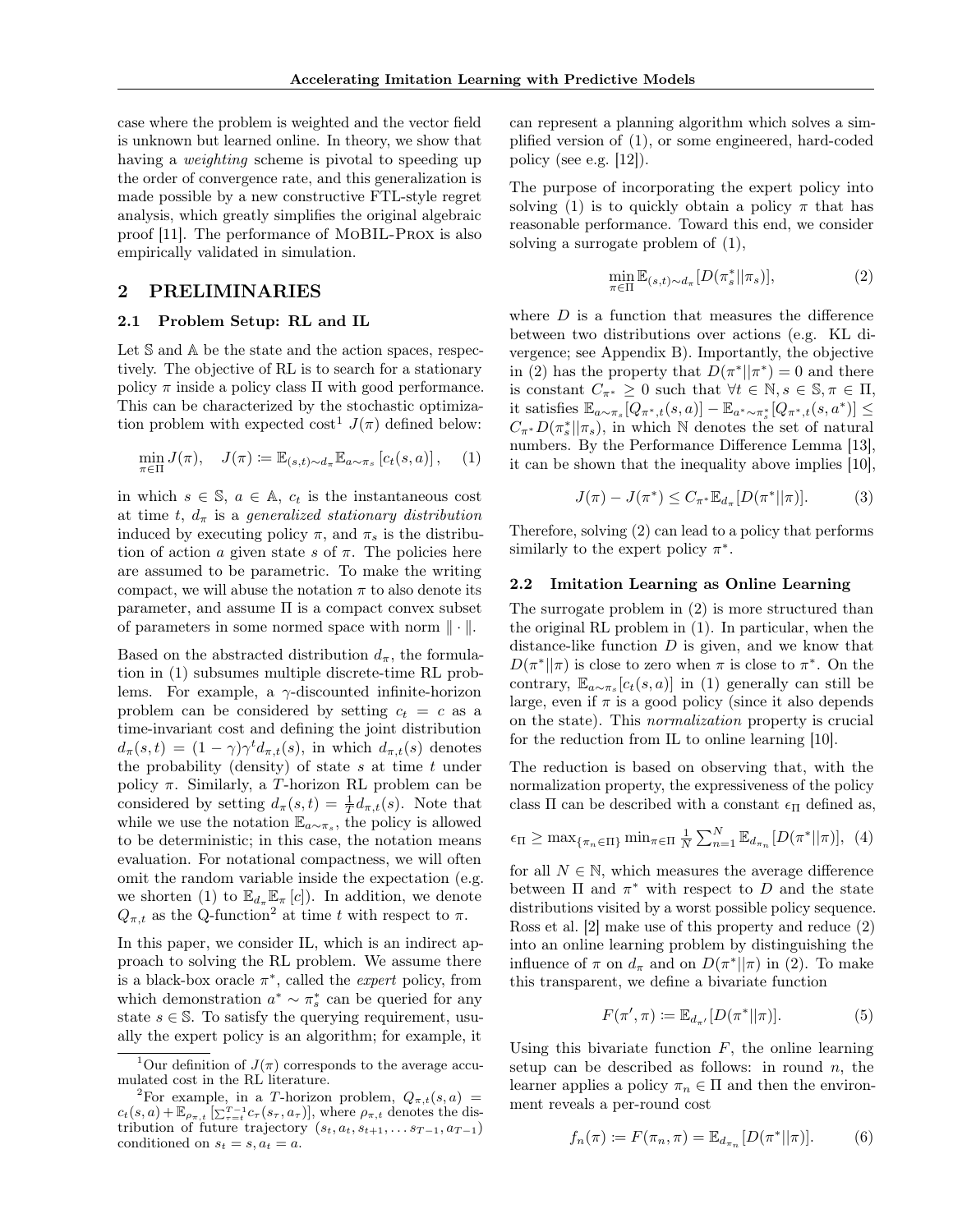case where the problem is weighted and the vector field is unknown but learned online. In theory, we show that having a *weighting* scheme is pivotal to speeding up the order of convergence rate, and this generalization is made possible by a new constructive FTL-style regret analysis, which greatly simplifies the original algebraic proof [11]. The performance of MoBIL-Prox is also empirically validated in simulation.

## 2 PRELIMINARIES

### 2.1 Problem Setup: RL and IL

Let $\mathbb{S}$ and $\mathbb{A}$ be the state and the action spaces, respectively. The objective of RL is to search for a stationary policy $\pi$ inside a policy class $\Pi$ with good performance. This can be characterized by the stochastic optimization problem with expected cost[1] $J(\pi)$ defined below:

$$\min_{\pi \in \Pi} J(\pi), \quad J(\pi) \coloneqq \mathbb{E}_{(s,t)\sim d_\pi} \mathbb{E}_{a \sim \pi_s} \left[ c_t(s,a) \right], \quad (1)$$

in which $s \in \mathbb{S}$, $a \in \mathbb{A}$, $c_t$ is the instantaneous cost at time $t$, $d_\pi$ is a *generalized stationary distribution* induced by executing policy $\pi$, and $\pi_s$ is the distribution of action $a$ given state $s$ of $\pi$. The policies here are assumed to be parametric. To make the writing compact, we will abuse the notation $\pi$ to also denote its parameter, and assume $\Pi$ is a compact convex subset of parameters in some normed space with norm $\|\cdot\|$.

Based on the abstracted distribution $d_\pi$, the formulation in (1) subsumes multiple discrete-time RL problems. For example, a $\gamma$-discounted infinite-horizon problem can be considered by setting $c_t = c$ as a time-invariant cost and defining the joint distribution $d_\pi(s,t) = (1-\gamma)\gamma^t d_{\pi,t}(s)$, in which $d_{\pi,t}(s)$ denotes the probability (density) of state $s$ at time $t$ under policy $\pi$. Similarly, a $T$-horizon RL problem can be considered by setting $d_\pi(s,t) = \frac{1}{T} d_{\pi,t}(s)$. Note that while we use the notation $\mathbb{E}_{a\sim\pi_s}$, the policy is allowed to be deterministic; in this case, the notation means evaluation. For notational compactness, we will often omit the random variable inside the expectation (e.g. we shorten (1) to $\mathbb{E}_{d_\pi} \mathbb{E}_\pi [c]$). In addition, we denote $Q_{\pi,t}$ as the Q-function[2] at time $t$ with respect to $\pi$.

In this paper, we consider IL, which is an indirect approach to solving the RL problem. We assume there is a black-box oracle $\pi^*$, called the *expert* policy, from which demonstration $a^* \sim \pi^*_s$ can be queried for any state $s \in \mathbb{S}$. To satisfy the querying requirement, usually the expert policy is an algorithm; for example, it can represent a planning algorithm which solves a simplified version of (1), or some engineered, hard-coded policy (see e.g. [12]).

The purpose of incorporating the expert policy into solving (1) is to quickly obtain a policy $\pi$ that has reasonable performance. Toward this end, we consider solving a surrogate problem of (1),

$$\min_{\pi \in \Pi} \mathbb{E}_{(s,t)\sim d_\pi} [D(\pi^*_s || \pi_s)], \quad (2)$$

where $D$ is a function that measures the difference between two distributions over actions (e.g. KL divergence; see Appendix B). Importantly, the objective in (2) has the property that $D(\pi^* || \pi^*) = 0$ and there is constant $C_{\pi^*} \geq 0$ such that $\forall t \in \mathbb{N}, s \in \mathbb{S}, \pi \in \Pi$, it satisfies $\mathbb{E}_{a\sim\pi_s}[Q_{\pi^*,t}(s,a)] - \mathbb{E}_{a^*\sim\pi^*_s}[Q_{\pi^*,t}(s,a^*)] \leq C_{\pi^*} D(\pi^*_s || \pi_s)$, in which $\mathbb{N}$ denotes the set of natural numbers. By the Performance Difference Lemma [13], it can be shown that the inequality above implies [10],

$$J(\pi) - J(\pi^*) \leq C_{\pi^*} \mathbb{E}_{d_\pi}[D(\pi^* || \pi)]. \quad (3)$$

Therefore, solving (2) can lead to a policy that performs similarly to the expert policy $\pi^*$.

### 2.2 Imitation Learning as Online Learning

The surrogate problem in (2) is more structured than the original RL problem in (1). In particular, when the distance-like function $D$ is given, and we know that $D(\pi^* || \pi)$ is close to zero when $\pi$ is close to $\pi^*$. On the contrary, $\mathbb{E}_{a\sim\pi_s}[c_t(s,a)]$ in (1) generally can still be large, even if $\pi$ is a good policy (since it also depends on the state). This *normalization* property is crucial for the reduction from IL to online learning [10].

The reduction is based on observing that, with the normalization property, the expressiveness of the policy class $\Pi$ can be described with a constant $\epsilon_\Pi$ defined as,

$$\epsilon_\Pi \geq \max_{\{\pi_n \in \Pi\}} \min_{\pi \in \Pi} \tfrac{1}{N} \textstyle\sum_{n=1}^{N} \mathbb{E}_{d_{\pi_n}}[D(\pi^* || \pi)], \quad (4)$$

for all $N \in \mathbb{N}$, which measures the average difference between $\Pi$ and $\pi^*$ with respect to $D$ and the state distributions visited by a worst possible policy sequence. Ross et al. [2] make use of this property and reduce (2) into an online learning problem by distinguishing the influence of $\pi$ on $d_\pi$ and on $D(\pi^* || \pi)$ in (2). To make this transparent, we define a bivariate function

$$F(\pi', \pi) \coloneqq \mathbb{E}_{d_{\pi'}}[D(\pi^* || \pi)]. \quad (5)$$

Using this bivariate function $F$, the online learning setup can be described as follows: in round $n$, the learner applies a policy $\pi_n \in \Pi$ and then the environment reveals a per-round cost

$$f_n(\pi) \coloneqq F(\pi_n, \pi) = \mathbb{E}_{d_{\pi_n}}[D(\pi^* || \pi)]. \quad (6)$$

---

[1] Our definition of $J(\pi)$ corresponds to the average accumulated cost in the RL literature.

[2] For example, in a $T$-horizon problem, $Q_{\pi,t}(s,a) = c_t(s,a) + \mathbb{E}_{\rho_{\pi,t}}[\sum_{\tau=t}^{T-1} c_\tau(s_\tau, a_\tau)]$, where $\rho_{\pi,t}$ denotes the distribution of future trajectory $(s_t, a_t, s_{t+1}, \ldots s_{T-1}, a_{T-1})$ conditioned on $s_t = s, a_t = a$.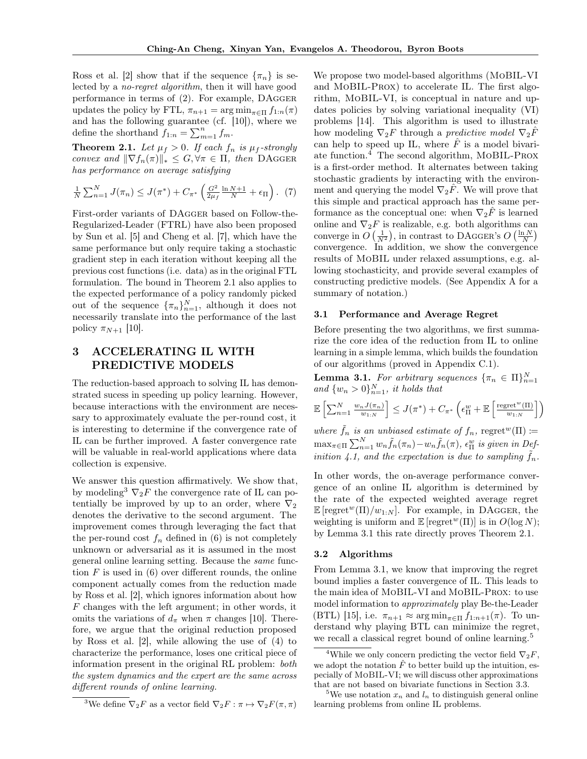Ross et al. [2] show that if the sequence $\{\pi_n\}$ is selected by a *no-regret algorithm*, then it will have good performance in terms of (2). For example, DAgger updates the policy by FTL, $\pi_{n+1} = \arg\min_{\pi\in\Pi} f_{1:n}(\pi)$ and has the following guarantee (cf. [10]), where we define the shorthand $f_{1:n} = \sum_{m=1}^{n} f_m$.

**Theorem 2.1.** *Let $\mu_f > 0$. If each $f_n$ is $\mu_f$-strongly convex and $\|\nabla f_n(\pi)\|_* \leq G, \forall \pi \in \Pi$, then* DAgger *has performance on average satisfying*

$$\frac{1}{N}\sum_{n=1}^{N} J(\pi_n) \leq J(\pi^*) + C_{\pi^*}\left(\frac{G^2}{2\mu_f}\frac{\ln N+1}{N} + \epsilon_\Pi\right). \quad (7)$$

First-order variants of DAgger based on Follow-the-Regularized-Leader (FTRL) have also been proposed by Sun et al. [5] and Cheng et al. [7], which have the same performance but only require taking a stochastic gradient step in each iteration without keeping all the previous cost functions (i.e. data) as in the original FTL formulation. The bound in Theorem 2.1 also applies to the expected performance of a policy randomly picked out of the sequence $\{\pi_n\}_{n=1}^{N}$, although it does not necessarily translate into the performance of the last policy $\pi_{N+1}$ [10].

# 3 ACCELERATING IL WITH PREDICTIVE MODELS

The reduction-based approach to solving IL has demonstrated sucess in speeding up policy learning. However, because interactions with the environment are necessary to approximately evaluate the per-round cost, it is interesting to determine if the convergence rate of IL can be further improved. A faster convergence rate will be valuable in real-world applications where data collection is expensive.

We answer this question affirmatively. We show that, by modeling[3] $\nabla_2 F$ the convergence rate of IL can potentially be improved by up to an order, where $\nabla_2$ denotes the derivative to the second argument. The improvement comes through leveraging the fact that the per-round cost $f_n$ defined in (6) is not completely unknown or adversarial as it is assumed in the most general online learning setting. Because the *same* function $F$ is used in (6) over different rounds, the online component actually comes from the reduction made by Ross et al. [2], which ignores information about how $F$ changes with the left argument; in other words, it omits the variations of $d_\pi$ when $\pi$ changes [10]. Therefore, we argue that the original reduction proposed by Ross et al. [2], while allowing the use of (4) to characterize the performance, loses one critical piece of information present in the original RL problem: *both the system dynamics and the expert are the same across different rounds of online learning.*

We propose two model-based algorithms (MoBIL-VI and MoBIL-Prox) to accelerate IL. The first algorithm, MoBIL-VI, is conceptual in nature and updates policies by solving variational inequality (VI) problems [14]. This algorithm is used to illustrate how modeling $\nabla_2 F$ through a *predictive model* $\nabla_2 \hat{F}$ can help to speed up IL, where $\hat{F}$ is a model bivariate function.[4] The second algorithm, MoBIL-Prox is a first-order method. It alternates between taking stochastic gradients by interacting with the environment and querying the model $\nabla_2 \hat{F}$. We will prove that this simple and practical approach has the same performance as the conceptual one: when $\nabla_2 \hat{F}$ is learned online and $\nabla_2 F$ is realizable, e.g. both algorithms can converge in $O\left(\frac{1}{N^2}\right)$, in contrast to DAgger's $O\left(\frac{\ln N}{N}\right)$ convergence. In addition, we show the convergence results of MoBIL under relaxed assumptions, e.g. allowing stochasticity, and provide several examples of constructing predictive models. (See Appendix A for a summary of notation.)

## 3.1 Performance and Average Regret

Before presenting the two algorithms, we first summarize the core idea of the reduction from IL to online learning in a simple lemma, which builds the foundation of our algorithms (proved in Appendix C.1).

**Lemma 3.1.** *For arbitrary sequences $\{\pi_n \in \Pi\}_{n=1}^{N}$ and $\{w_n > 0\}_{n=1}^{N}$, it holds that*

$$\mathbb{E}\left[\sum_{n=1}^{N} \frac{w_n J(\pi_n)}{w_{1:N}}\right] \leq J(\pi^*) + C_{\pi^*}\left(\epsilon_\Pi^w + \mathbb{E}\left[\frac{\text{regret}^w(\Pi)}{w_{1:N}}\right]\right)$$

*where $\tilde{f}_n$ is an unbiased estimate of $f_n$, $\text{regret}^w(\Pi) := \max_{\pi\in\Pi} \sum_{n=1}^{N} w_n \tilde{f}_n(\pi_n) - w_n \tilde{f}_n(\pi)$, $\epsilon_\Pi^w$ is given in Definition 4.1, and the expectation is due to sampling $\tilde{f}_n$.*

In other words, the on-average performance convergence of an online IL algorithm is determined by the rate of the expected weighted average regret $\mathbb{E}[\text{regret}^w(\Pi)/w_{1:N}]$. For example, in DAgger, the weighting is uniform and $\mathbb{E}[\text{regret}^w(\Pi)]$ is in $O(\log N)$; by Lemma 3.1 this rate directly proves Theorem 2.1.

## 3.2 Algorithms

From Lemma 3.1, we know that improving the regret bound implies a faster convergence of IL. This leads to the main idea of MoBIL-VI and MoBIL-Prox: to use model information to *approximately* play Be-the-Leader (BTL) [15], i.e. $\pi_{n+1} \approx \arg\min_{\pi\in\Pi} f_{1:n+1}(\pi)$. To understand why playing BTL can minimize the regret, we recall a classical regret bound of online learning.[5]

---

[3] We define $\nabla_2 F$ as a vector field $\nabla_2 F : \pi \mapsto \nabla_2 F(\pi, \pi)$

[4] While we only concern predicting the vector field $\nabla_2 F$, we adopt the notation $\hat{F}$ to better build up the intuition, especially of MoBIL-VI; we will discuss other approximations that are not based on bivariate functions in Section 3.3.

[5] We use notation $x_n$ and $l_n$ to distinguish general online learning problems from online IL problems.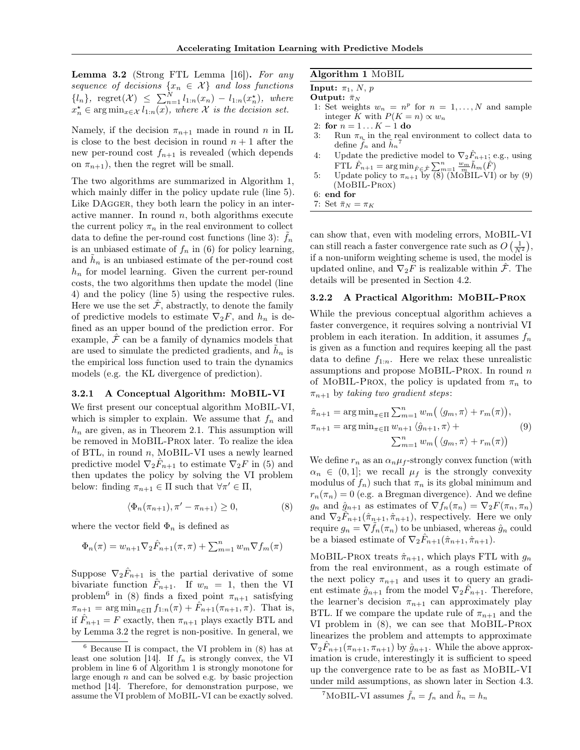**Lemma 3.2** (Strong FTL Lemma [16])**.** *For any sequence of decisions $\{x_n \in \mathcal{X}\}$ and loss functions $\{l_n\}$, $\text{regret}(\mathcal{X}) \leq \sum_{n=1}^{N} l_{1:n}(x_n) - l_{1:n}(x_n^\star)$, where $x_n^\star \in \arg\min_{x\in\mathcal{X}} l_{1:n}(x)$, where $\mathcal{X}$ is the decision set.*

Namely, if the decision $\pi_{n+1}$ made in round $n$ in IL is close to the best decision in round $n+1$ after the new per-round cost $f_{n+1}$ is revealed (which depends on $\pi_{n+1}$), then the regret will be small.

The two algorithms are summarized in Algorithm 1, which mainly differ in the policy update rule (line 5). Like DAgger, they both learn the policy in an interactive manner. In round $n$, both algorithms execute the current policy $\pi_n$ in the real environment to collect data to define the per-round cost functions (line 3): $\tilde{f}_n$ is an unbiased estimate of $f_n$ in (6) for policy learning, and $\tilde{h}_n$ is an unbiased estimate of the per-round cost $h_n$ for model learning. Given the current per-round costs, the two algorithms then update the model (line 4) and the policy (line 5) using the respective rules. Here we use the set $\hat{\mathcal{F}}$, abstractly, to denote the family of predictive models to estimate $\nabla_2 F$, and $h_n$ is defined as an upper bound of the prediction error. For example, $\hat{\mathcal{F}}$ can be a family of dynamics models that are used to simulate the predicted gradients, and $\tilde{h}_n$ is the empirical loss function used to train the dynamics models (e.g. the KL divergence of prediction).

**Algorithm 1** MoBIL

**Input:** $\pi_1$, $N$, $p$
**Output:** $\bar{\pi}_N$

1: Set weights $w_n = n^p$ for $n = 1, \ldots, N$ and sample integer $K$ with $P(K = n) \propto w_n$
2: **for** $n = 1 \ldots K-1$ **do**
3: Run $\pi_n$ in the real environment to collect data to define $\tilde{f}_n$ and $\tilde{h}_n$[7]
4: Update the predictive model to $\nabla_2 \hat{F}_{n+1}$; e.g., using FTL $\hat{F}_{n+1} = \arg\min_{\hat{F}\in\hat{\mathcal{F}}} \sum_{m=1}^{n} \frac{w_m}{m} \tilde{h}_m(\hat{F})$
5: Update policy to $\pi_{n+1}$ by (8) (MoBIL-VI) or by (9) (MoBIL-Prox)
6: **end for**
7: Set $\bar{\pi}_N = \pi_K$

### 3.2.1 A Conceptual Algorithm: MoBIL-VI

We first present our conceptual algorithm MoBIL-VI, which is simpler to explain. We assume that $f_n$ and $h_n$ are given, as in Theorem 2.1. This assumption will be removed in MoBIL-Prox later. To realize the idea of BTL, in round $n$, MoBIL-VI uses a newly learned predictive model $\nabla_2 \hat{F}_{n+1}$ to estimate $\nabla_2 F$ in (5) and then updates the policy by solving the VI problem below: finding $\pi_{n+1} \in \Pi$ such that $\forall \pi' \in \Pi$,

$$\langle \Phi_n(\pi_{n+1}), \pi' - \pi_{n+1} \rangle \geq 0, \tag{8}$$

where the vector field $\Phi_n$ is defined as

$$\Phi_n(\pi) = w_{n+1} \nabla_2 \hat{F}_{n+1}(\pi, \pi) + \textstyle\sum_{m=1}^{n} w_m \nabla f_m(\pi)$$

Suppose $\nabla_2 \hat{F}_{n+1}$ is the partial derivative of some bivariate function $\hat{F}_{n+1}$. If $w_n = 1$, then the VI problem[6] in (8) finds a fixed point $\pi_{n+1}$ satisfying $\pi_{n+1} = \arg\min_{\pi\in\Pi} f_{1:n}(\pi) + \hat{F}_{n+1}(\pi_{n+1}, \pi)$. That is, if $\hat{F}_{n+1} = F$ exactly, then $\pi_{n+1}$ plays exactly BTL and by Lemma 3.2 the regret is non-positive. In general, we can show that, even with modeling errors, MoBIL-VI can still reach a faster convergence rate such as $O\left(\frac{1}{N^2}\right)$, if a non-uniform weighting scheme is used, the model is updated online, and $\nabla_2 F$ is realizable within $\hat{\mathcal{F}}$. The details will be presented in Section 4.2.

### 3.2.2 A Practical Algorithm: MoBIL-Prox

While the previous conceptual algorithm achieves a faster convergence, it requires solving a nontrivial VI problem in each iteration. In addition, it assumes $f_n$ is given as a function and requires keeping all the past data to define $f_{1:n}$. Here we relax these unrealistic assumptions and propose MoBIL-Prox. In round $n$ of MoBIL-Prox, the policy is updated from $\pi_n$ to $\pi_{n+1}$ by *taking two gradient steps*:

$$\begin{aligned}
\hat{\pi}_{n+1} &= \arg\min_{\pi\in\Pi} \textstyle\sum_{m=1}^{n} w_m \big( \langle g_m, \pi\rangle + r_m(\pi)\big), \\
\pi_{n+1} &= \arg\min_{\pi\in\Pi} w_{n+1} \langle \hat{g}_{n+1}, \pi\rangle + \\
&\qquad\qquad \textstyle\sum_{m=1}^{n} w_m \big( \langle g_m, \pi\rangle + r_m(\pi)\big)
\end{aligned} \tag{9}$$

We define $r_n$ as an $\alpha_n \mu_f$-strongly convex function (with $\alpha_n \in (0, 1]$; we recall $\mu_f$ is the strongly convexity modulus of $f_n$) such that $\pi_n$ is its global minimum and $r_n(\pi_n) = 0$ (e.g. a Bregman divergence). And we define $g_n$ and $\hat{g}_{n+1}$ as estimates of $\nabla f_n(\pi_n) = \nabla_2 F(\pi_n, \pi_n)$ and $\nabla_2 \hat{F}_{n+1}(\hat{\pi}_{n+1}, \hat{\pi}_{n+1})$, respectively. Here we only require $g_n = \nabla \tilde{f}_n(\pi_n)$ to be unbiased, whereas $\hat{g}_n$ could be a biased estimate of $\nabla_2 \hat{F}_{n+1}(\hat{\pi}_{n+1}, \hat{\pi}_{n+1})$.

MoBIL-Prox treats $\hat{\pi}_{n+1}$, which plays FTL with $g_n$ from the real environment, as a rough estimate of the next policy $\pi_{n+1}$ and uses it to query an gradient estimate $\hat{g}_{n+1}$ from the model $\nabla_2 \hat{F}_{n+1}$. Therefore, the learner's decision $\pi_{n+1}$ can approximately play BTL. If we compare the update rule of $\pi_{n+1}$ and the VI problem in (8), we can see that MoBIL-Prox linearizes the problem and attempts to approximate $\nabla_2 \hat{F}_{n+1}(\pi_{n+1}, \pi_{n+1})$ by $\hat{g}_{n+1}$. While the above approximation is crude, interestingly it is sufficient to speed up the convergence rate to be as fast as MoBIL-VI under mild assumptions, as shown later in Section 4.3.

---

[6] Because $\Pi$ is compact, the VI problem in (8) has at least one solution [14]. If $f_n$ is strongly convex, the VI problem in line 6 of Algorithm 1 is strongly monotone for large enough $n$ and can be solved e.g. by basic projection method [14]. Therefore, for demonstration purpose, we assume the VI problem of MoBIL-VI can be exactly solved.

[7] MoBIL-VI assumes $\tilde{f}_n = f_n$ and $\tilde{h}_n = h_n$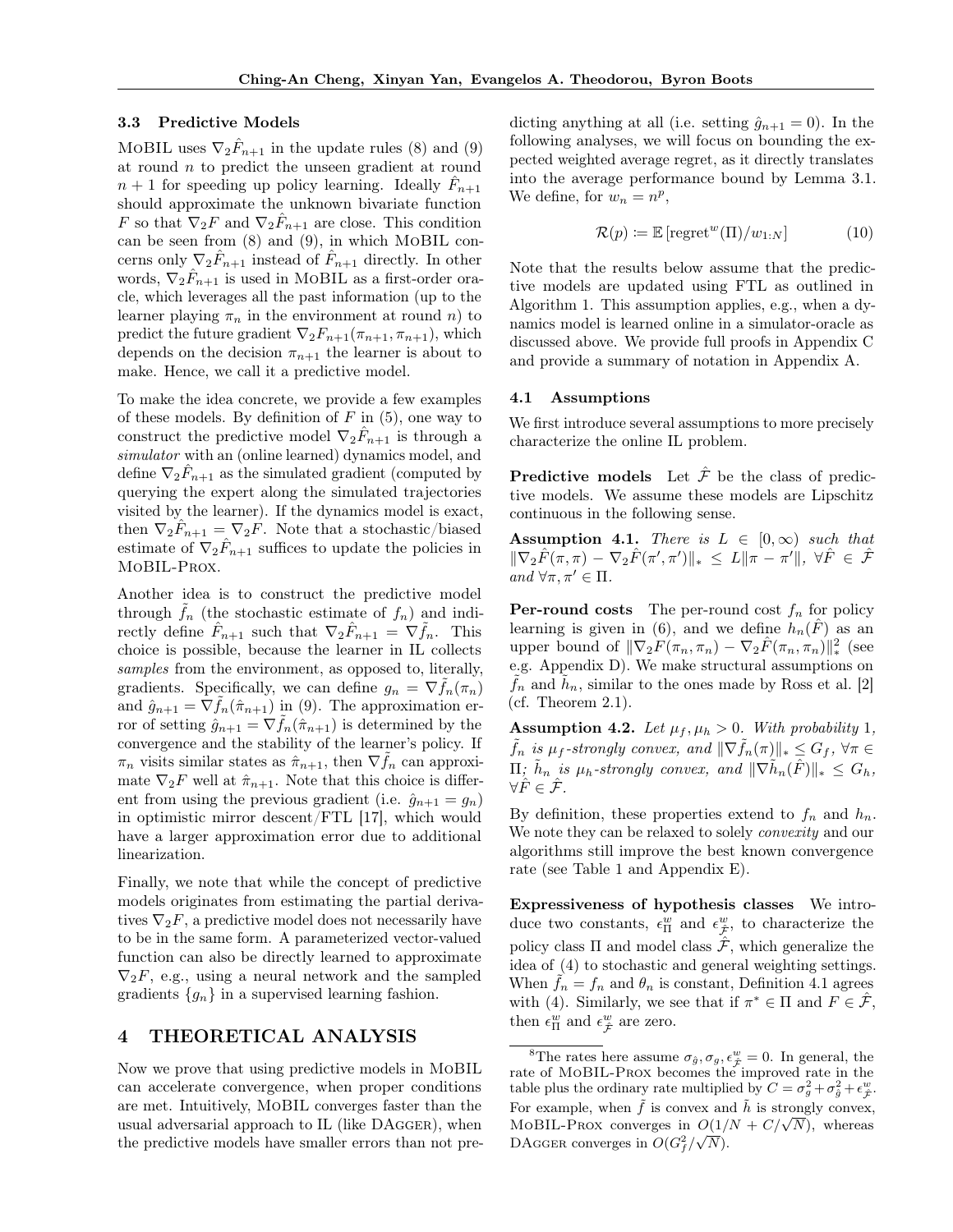### 3.3 Predictive Models

MoBIL uses $\nabla_2 \hat{F}_{n+1}$ in the update rules (8) and (9) at round $n$ to predict the unseen gradient at round $n+1$ for speeding up policy learning. Ideally $\hat{F}_{n+1}$ should approximate the unknown bivariate function $F$ so that $\nabla_2 F$ and $\nabla_2 \hat{F}_{n+1}$ are close. This condition can be seen from (8) and (9), in which MoBIL concerns only $\nabla_2 \hat{F}_{n+1}$ instead of $\hat{F}_{n+1}$ directly. In other words, $\nabla_2 \hat{F}_{n+1}$ is used in MoBIL as a first-order oracle, which leverages all the past information (up to the learner playing $\pi_n$ in the environment at round $n$) to predict the future gradient $\nabla_2 F_{n+1}(\pi_{n+1}, \pi_{n+1})$, which depends on the decision $\pi_{n+1}$ the learner is about to make. Hence, we call it a predictive model.

To make the idea concrete, we provide a few examples of these models. By definition of $F$ in (5), one way to construct the predictive model $\nabla_2 \hat{F}_{n+1}$ is through a *simulator* with an (online learned) dynamics model, and define $\nabla_2 \hat{F}_{n+1}$ as the simulated gradient (computed by querying the expert along the simulated trajectories visited by the learner). If the dynamics model is exact, then $\nabla_2 \hat{F}_{n+1} = \nabla_2 F$. Note that a stochastic/biased estimate of $\nabla_2 \hat{F}_{n+1}$ suffices to update the policies in MoBIL-Prox.

Another idea is to construct the predictive model through $\tilde{f}_n$ (the stochastic estimate of $f_n$) and indirectly define $\hat{F}_{n+1}$ such that $\nabla_2 \hat{F}_{n+1} = \nabla \tilde{f}_n$. This choice is possible, because the learner in IL collects *samples* from the environment, as opposed to, literally, gradients. Specifically, we can define $g_n = \nabla \tilde{f}_n(\pi_n)$ and $\hat{g}_{n+1} = \nabla \tilde{f}_n(\hat{\pi}_{n+1})$ in (9). The approximation error of setting $\hat{g}_{n+1} = \nabla \tilde{f}_n(\hat{\pi}_{n+1})$ is determined by the convergence and the stability of the learner's policy. If $\pi_n$ visits similar states as $\hat{\pi}_{n+1}$, then $\nabla \tilde{f}_n$ can approximate $\nabla_2 F$ well at $\hat{\pi}_{n+1}$. Note that this choice is different from using the previous gradient (i.e. $\hat{g}_{n+1} = g_n$) in optimistic mirror descent/FTL [17], which would have a larger approximation error due to additional linearization.

Finally, we note that while the concept of predictive models originates from estimating the partial derivatives $\nabla_2 F$, a predictive model does not necessarily have to be in the same form. A parameterized vector-valued function can also be directly learned to approximate $\nabla_2 F$, e.g., using a neural network and the sampled gradients $\{g_n\}$ in a supervised learning fashion.

## 4 THEORETICAL ANALYSIS

Now we prove that using predictive models in MoBIL can accelerate convergence, when proper conditions are met. Intuitively, MoBIL converges faster than the usual adversarial approach to IL (like DAgger), when the predictive models have smaller errors than not predicting anything at all (i.e. setting $\hat{g}_{n+1} = 0$). In the following analyses, we will focus on bounding the expected weighted average regret, as it directly translates into the average performance bound by Lemma 3.1. We define, for $w_n = n^p$,

$$\mathcal{R}(p) \coloneqq \mathbb{E}\left[\mathrm{regret}^w(\Pi)/w_{1:N}\right] \tag{10}$$

Note that the results below assume that the predictive models are updated using FTL as outlined in Algorithm 1. This assumption applies, e.g., when a dynamics model is learned online in a simulator-oracle as discussed above. We provide full proofs in Appendix C and provide a summary of notation in Appendix A.

### 4.1 Assumptions

We first introduce several assumptions to more precisely characterize the online IL problem.

**Predictive models** Let $\hat{\mathcal{F}}$ be the class of predictive models. We assume these models are Lipschitz continuous in the following sense.

**Assumption 4.1.** *There is $L \in [0, \infty)$ such that $\|\nabla_2 \hat{F}(\pi, \pi) - \nabla_2 \hat{F}(\pi', \pi')\|_* \leq L\|\pi - \pi'\|$, $\forall \hat{F} \in \hat{\mathcal{F}}$ and $\forall \pi, \pi' \in \Pi$.*

**Per-round costs** The per-round cost $f_n$ for policy learning is given in (6), and we define $h_n(\hat{F})$ as an upper bound of $\|\nabla_2 F(\pi_n, \pi_n) - \nabla_2 \hat{F}(\pi_n, \pi_n)\|_*^2$ (see e.g. Appendix D). We make structural assumptions on $\tilde{f}_n$ and $\tilde{h}_n$, similar to the ones made by Ross et al. [2] (cf. Theorem 2.1).

**Assumption 4.2.** *Let $\mu_f, \mu_h > 0$. With probability 1, $\tilde{f}_n$ is $\mu_f$-strongly convex, and $\|\nabla \tilde{f}_n(\pi)\|_* \leq G_f$, $\forall \pi \in \Pi$; $\tilde{h}_n$ is $\mu_h$-strongly convex, and $\|\nabla \tilde{h}_n(\hat{F})\|_* \leq G_h$, $\forall \hat{F} \in \hat{\mathcal{F}}$.*

By definition, these properties extend to $f_n$ and $h_n$. We note they can be relaxed to solely *convexity* and our algorithms still improve the best known convergence rate (see Table 1 and Appendix E).

**Expressiveness of hypothesis classes** We introduce two constants, $\epsilon_\Pi^w$ and $\epsilon_{\hat{\mathcal{F}}}^w$, to characterize the policy class $\Pi$ and model class $\hat{\mathcal{F}}$, which generalize the idea of (4) to stochastic and general weighting settings. When $\tilde{f}_n = f_n$ and $\theta_n$ is constant, Definition 4.1 agrees with (4). Similarly, we see that if $\pi^* \in \Pi$ and $F \in \hat{\mathcal{F}}$, then $\epsilon_\Pi^w$ and $\epsilon_{\hat{\mathcal{F}}}^w$ are zero.

[8] The rates here assume $\sigma_{\hat{g}}, \sigma_g, \epsilon_{\hat{\mathcal{F}}}^w = 0$. In general, the rate of MoBIL-Prox becomes the improved rate in the table plus the ordinary rate multiplied by $C = \sigma_g^2 + \sigma_{\hat{g}}^2 + \epsilon_{\hat{\mathcal{F}}}^w$. For example, when $\tilde{f}$ is convex and $\tilde{h}$ is strongly convex, MoBIL-Prox converges in $O(1/N + C/\sqrt{N})$, whereas DAgger converges in $O(G_f^2/\sqrt{N})$.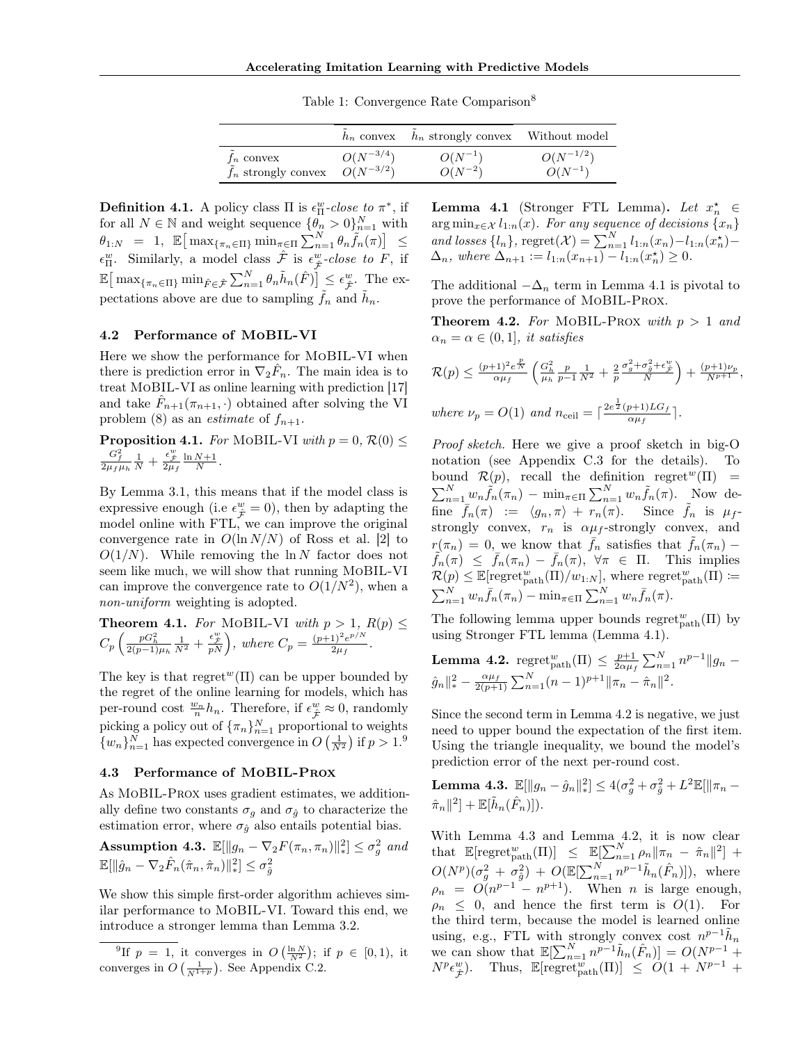Table 1: Convergence Rate Comparison[8]

| | $\tilde{h}_n$ convex | $\tilde{h}_n$ strongly convex | Without model |
|---|---|---|---|
| $\tilde{f}_n$ convex | $O(N^{-3/4})$ | $O(N^{-1})$ | $O(N^{-1/2})$ |
| $\tilde{f}_n$ strongly convex | $O(N^{-3/2})$ | $O(N^{-2})$ | $O(N^{-1})$ |

**Definition 4.1.** A policy class $\Pi$ is $\epsilon_\Pi^w$-*close to* $\pi^*$, if for all $N \in \mathbb{N}$ and weight sequence $\{\theta_n > 0\}_{n=1}^N$ with $\theta_{1:N} = 1$, $\mathbb{E}\big[\max_{\{\pi_n \in \Pi\}} \min_{\pi \in \Pi} \sum_{n=1}^N \theta_n \tilde{f}_n(\pi)\big] \leq \epsilon_\Pi^w$. Similarly, a model class $\hat{\mathcal{F}}$ is $\epsilon_{\hat{\mathcal{F}}}^w$-*close to* $F$, if $\mathbb{E}\big[\max_{\{\pi_n \in \Pi\}} \min_{\hat{F} \in \hat{\mathcal{F}}} \sum_{n=1}^N \theta_n \tilde{h}_n(\hat{F})\big] \leq \epsilon_{\hat{\mathcal{F}}}^w$. The expectations above are due to sampling $\tilde{f}_n$ and $\tilde{h}_n$.

### 4.2 Performance of MoBIL-VI

Here we show the performance for MoBIL-VI when there is prediction error in $\nabla_2 \hat{F}_n$. The main idea is to treat MoBIL-VI as online learning with prediction [17] and take $\hat{F}_{n+1}(\pi_{n+1}, \cdot)$ obtained after solving the VI problem (8) as an *estimate* of $f_{n+1}$.

**Proposition 4.1.** *For* MoBIL-VI *with* $p = 0$, $\mathcal{R}(0) \leq \frac{G_f^2}{2\mu_f \mu_h} \frac{1}{N} + \frac{\epsilon_{\hat{\mathcal{F}}}^w}{2\mu_f} \frac{\ln N+1}{N}$.

By Lemma 3.1, this means that if the model class is expressive enough (i.e $\epsilon_{\hat{\mathcal{F}}}^w = 0$), then by adapting the model online with FTL, we can improve the original convergence rate in $O(\ln N/N)$ of Ross et al. [2] to $O(1/N)$. While removing the $\ln N$ factor does not seem like much, we will show that running MoBIL-VI can improve the convergence rate to $O(1/N^2)$, when a *non-uniform* weighting is adopted.

**Theorem 4.1.** *For* MoBIL-VI *with* $p > 1$, $R(p) \leq C_p \left( \frac{pG_h^2}{2(p-1)\mu_h} \frac{1}{N^2} + \frac{\epsilon_{\hat{\mathcal{F}}}^w}{pN} \right)$, *where* $C_p = \frac{(p+1)^2 e^{p/N}}{2\mu_f}$.

The key is that $\text{regret}^w(\Pi)$ can be upper bounded by the regret of the online learning for models, which has per-round cost $\frac{w_n}{n} h_n$. Therefore, if $\epsilon_{\hat{\mathcal{F}}}^w \approx 0$, randomly picking a policy out of $\{\pi_n\}_{n=1}^N$ proportional to weights $\{w_n\}_{n=1}^N$ has expected convergence in $O\left(\frac{1}{N^2}\right)$ if $p > 1$.[9]

### 4.3 Performance of MoBIL-Prox

As MoBIL-Prox uses gradient estimates, we additionally define two constants $\sigma_g$ and $\sigma_{\hat{g}}$ to characterize the estimation error, where $\sigma_{\hat{g}}$ also entails potential bias.

**Assumption 4.3.** $\mathbb{E}[\|g_n - \nabla_2 F(\pi_n, \pi_n)\|_*^2] \leq \sigma_g^2$ *and* $\mathbb{E}[\|\hat{g}_n - \nabla_2 \hat{F}_n(\hat{\pi}_n, \hat{\pi}_n)\|_*^2] \leq \sigma_{\hat{g}}^2$

We show this simple first-order algorithm achieves similar performance to MoBIL-VI. Toward this end, we introduce a stronger lemma than Lemma 3.2.

[9] If $p = 1$, it converges in $O\left(\frac{\ln N}{N^2}\right)$; if $p \in [0, 1)$, it converges in $O\left(\frac{1}{N^{1+p}}\right)$. See Appendix C.2.

**Lemma 4.1** (Stronger FTL Lemma)**.** *Let* $x_n^\star \in \arg\min_{x \in \mathcal{X}} l_{1:n}(x)$. *For any sequence of decisions* $\{x_n\}$ *and losses* $\{l_n\}$, $\text{regret}(\mathcal{X}) = \sum_{n=1}^N l_{1:n}(x_n) - l_{1:n}(x_n^\star) - \Delta_n$, *where* $\Delta_{n+1} := l_{1:n}(x_{n+1}) - l_{1:n}(x_n^\star) \geq 0$.

The additional $-\Delta_n$ term in Lemma 4.1 is pivotal to prove the performance of MoBIL-Prox.

**Theorem 4.2.** *For* MoBIL-Prox *with* $p > 1$ *and* $\alpha_n = \alpha \in (0, 1]$, *it satisfies*

$$\mathcal{R}(p) \leq \tfrac{(p+1)^2 e^{\frac{p}{N}}}{\alpha \mu_f} \left( \tfrac{G_h^2}{\mu_h} \tfrac{p}{p-1} \tfrac{1}{N^2} + \tfrac{2}{p} \tfrac{\sigma_g^2 + \sigma_{\hat{g}}^2 + \epsilon_{\hat{\mathcal{F}}}^w}{N} \right) + \tfrac{(p+1)\nu_p}{N^{p+1}},$$

*where* $\nu_p = O(1)$ *and* $n_{\text{ceil}} = \lceil \frac{2e^{\frac{1}{2}}(p+1)LG_f}{\alpha \mu_f} \rceil$.

*Proof sketch.* Here we give a proof sketch in big-O notation (see Appendix C.3 for the details). To bound $\mathcal{R}(p)$, recall the definition $\text{regret}^w(\Pi) = \sum_{n=1}^N w_n \tilde{f}_n(\pi_n) - \min_{\pi \in \Pi} \sum_{n=1}^N w_n \tilde{f}_n(\pi)$. Now define $\bar{f}_n(\pi) := \langle g_n, \pi \rangle + r_n(\pi)$. Since $\tilde{f}_n$ is $\mu_f$-strongly convex, $r_n$ is $\alpha\mu_f$-strongly convex, and $r(\pi_n) = 0$, we know that $\bar{f}_n$ satisfies that $\tilde{f}_n(\pi_n) - \tilde{f}_n(\pi) \leq \bar{f}_n(\pi_n) - \bar{f}_n(\pi)$, $\forall \pi \in \Pi$. This implies $\mathcal{R}(p) \leq \mathbb{E}[\text{regret}_{\text{path}}^w(\Pi)/w_{1:N}]$, where $\text{regret}_{\text{path}}^w(\Pi) := \sum_{n=1}^N w_n \bar{f}_n(\pi_n) - \min_{\pi \in \Pi} \sum_{n=1}^N w_n \bar{f}_n(\pi)$.

The following lemma upper bounds $\text{regret}_{\text{path}}^w(\Pi)$ by using Stronger FTL lemma (Lemma 4.1).

**Lemma 4.2.** $\text{regret}_{\text{path}}^w(\Pi) \leq \frac{p+1}{2\alpha\mu_f} \sum_{n=1}^N n^{p-1} \|g_n - \hat{g}_n\|_*^2 - \frac{\alpha\mu_f}{2(p+1)} \sum_{n=1}^N (n-1)^{p+1} \|\pi_n - \hat{\pi}_n\|^2$.

Since the second term in Lemma 4.2 is negative, we just need to upper bound the expectation of the first item. Using the triangle inequality, we bound the model's prediction error of the next per-round cost.

**Lemma 4.3.** $\mathbb{E}[\|g_n - \hat{g}_n\|_*^2] \leq 4(\sigma_g^2 + \sigma_{\hat{g}}^2 + L^2 \mathbb{E}[\|\pi_n - \hat{\pi}_n\|^2] + \mathbb{E}[\tilde{h}_n(\hat{F}_n)])$.

With Lemma 4.3 and Lemma 4.2, it is now clear that $\mathbb{E}[\text{regret}_{\text{path}}^w(\Pi)] \leq \mathbb{E}[\sum_{n=1}^N \rho_n \|\pi_n - \hat{\pi}_n\|^2] + O(N^p)(\sigma_g^2 + \sigma_{\hat{g}}^2) + O(\mathbb{E}[\sum_{n=1}^N n^{p-1} \tilde{h}_n(\hat{F}_n)])$, where $\rho_n = O(n^{p-1} - n^{p+1})$. When $n$ is large enough, $\rho_n \leq 0$, and hence the first term is $O(1)$. For the third term, because the model is learned online using, e.g., FTL with strongly convex cost $n^{p-1}\tilde{h}_n$ we can show that $\mathbb{E}[\sum_{n=1}^N n^{p-1} \tilde{h}_n(\hat{F}_n)] = O(N^{p-1} + N^p \epsilon_{\hat{\mathcal{F}}}^w)$. Thus, $\mathbb{E}[\text{regret}_{\text{path}}^w(\Pi)] \leq O(1 + N^{p-1} +$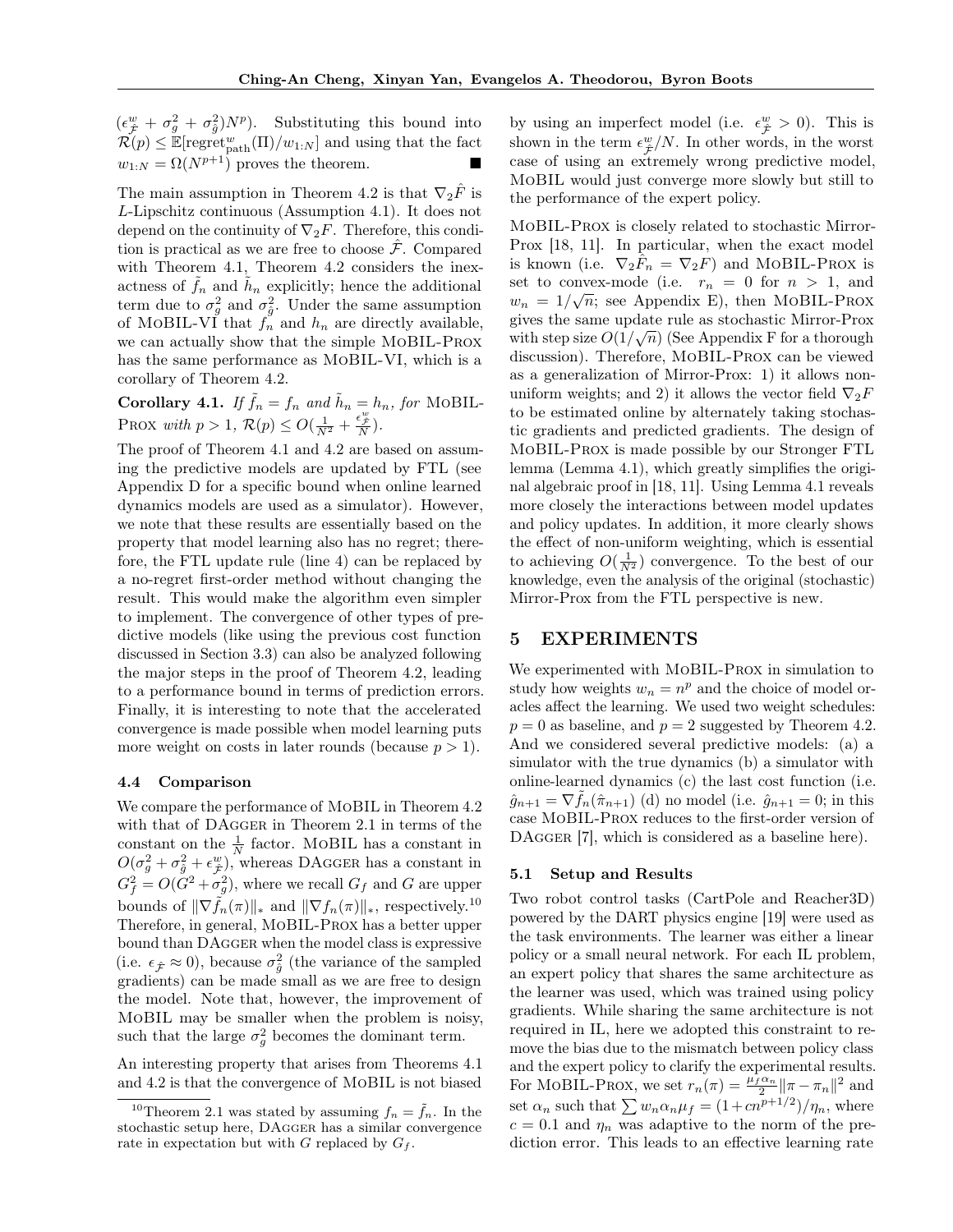$(\epsilon_{\hat{\mathcal{F}}}^{w} + \sigma_g^2 + \sigma_{\hat{g}}^2)N^p)$. Substituting this bound into $\mathcal{R}(p) \le \mathbb{E}[\text{regret}_{\text{path}}^{w}(\Pi)/w_{1:N}]$ and using that the fact $w_{1:N} = \Omega(N^{p+1})$ proves the theorem. ■

The main assumption in Theorem 4.2 is that $\nabla_2 \hat{F}$ is $L$-Lipschitz continuous (Assumption 4.1). It does not depend on the continuity of $\nabla_2 F$. Therefore, this condition is practical as we are free to choose $\hat{\mathcal{F}}$. Compared with Theorem 4.1, Theorem 4.2 considers the inexactness of $\tilde{f}_n$ and $\tilde{h}_n$ explicitly; hence the additional term due to $\sigma_g^2$ and $\sigma_{\hat{g}}^2$. Under the same assumption of MoBIL-VI that $f_n$ and $h_n$ are directly available, we can actually show that the simple MoBIL-Prox has the same performance as MoBIL-VI, which is a corollary of Theorem 4.2.

**Corollary 4.1.** *If $\tilde{f}_n = f_n$ and $\tilde{h}_n = h_n$, for* MoBIL-Prox *with $p > 1$, $\mathcal{R}(p) \le O(\frac{1}{N^2} + \frac{\epsilon_{\hat{\mathcal{F}}}^{w}}{N})$.*

The proof of Theorem 4.1 and 4.2 are based on assuming the predictive models are updated by FTL (see Appendix D for a specific bound when online learned dynamics models are used as a simulator). However, we note that these results are essentially based on the property that model learning also has no regret; therefore, the FTL update rule (line 4) can be replaced by a no-regret first-order method without changing the result. This would make the algorithm even simpler to implement. The convergence of other types of predictive models (like using the previous cost function discussed in Section 3.3) can also be analyzed following the major steps in the proof of Theorem 4.2, leading to a performance bound in terms of prediction errors. Finally, it is interesting to note that the accelerated convergence is made possible when model learning puts more weight on costs in later rounds (because $p > 1$).

### 4.4 Comparison

We compare the performance of MoBIL in Theorem 4.2 with that of DAgger in Theorem 2.1 in terms of the constant on the $\frac{1}{N}$ factor. MoBIL has a constant in $O(\sigma_g^2 + \sigma_{\hat{g}}^2 + \epsilon_{\hat{\mathcal{F}}}^{w})$, whereas DAgger has a constant in $G_f^2 = O(G^2 + \sigma_g^2)$, where we recall $G_f$ and $G$ are upper bounds of $\|\nabla \tilde{f}_n(\pi)\|_*$ and $\|\nabla f_n(\pi)\|_*$, respectively.[10] Therefore, in general, MoBIL-Prox has a better upper bound than DAgger when the model class is expressive (i.e. $\epsilon_{\hat{\mathcal{F}}} \approx 0$), because $\sigma_{\hat{g}}^2$ (the variance of the sampled gradients) can be made small as we are free to design the model. Note that, however, the improvement of MoBIL may be smaller when the problem is noisy, such that the large $\sigma_g^2$ becomes the dominant term.

An interesting property that arises from Theorems 4.1 and 4.2 is that the convergence of MoBIL is not biased by using an imperfect model (i.e. $\epsilon_{\hat{\mathcal{F}}}^{w} > 0$). This is shown in the term $\epsilon_{\hat{\mathcal{F}}}^{w}/N$. In other words, in the worst case of using an extremely wrong predictive model, MoBIL would just converge more slowly but still to the performance of the expert policy.

MoBIL-Prox is closely related to stochastic Mirror-Prox [18, 11]. In particular, when the exact model is known (i.e. $\nabla_2 \hat{F}_n = \nabla_2 F$) and MoBIL-Prox is set to convex-mode (i.e. $r_n = 0$ for $n > 1$, and $w_n = 1/\sqrt{n}$; see Appendix E), then MoBIL-Prox gives the same update rule as stochastic Mirror-Prox with step size $O(1/\sqrt{n})$ (See Appendix F for a thorough discussion). Therefore, MoBIL-Prox can be viewed as a generalization of Mirror-Prox: 1) it allows non-uniform weights; and 2) it allows the vector field $\nabla_2 F$ to be estimated online by alternately taking stochastic gradients and predicted gradients. The design of MoBIL-Prox is made possible by our Stronger FTL lemma (Lemma 4.1), which greatly simplifies the original algebraic proof in [18, 11]. Using Lemma 4.1 reveals more closely the interactions between model updates and policy updates. In addition, it more clearly shows the effect of non-uniform weighting, which is essential to achieving $O(\frac{1}{N^2})$ convergence. To the best of our knowledge, even the analysis of the original (stochastic) Mirror-Prox from the FTL perspective is new.

## 5 EXPERIMENTS

We experimented with MoBIL-Prox in simulation to study how weights $w_n = n^p$ and the choice of model oracles affect the learning. We used two weight schedules: $p = 0$ as baseline, and $p = 2$ suggested by Theorem 4.2. And we considered several predictive models: (a) a simulator with the true dynamics (b) a simulator with online-learned dynamics (c) the last cost function (i.e. $\hat{g}_{n+1} = \nabla \tilde{f}_n(\hat{\pi}_{n+1})$ (d) no model (i.e. $\hat{g}_{n+1} = 0$; in this case MoBIL-Prox reduces to the first-order version of DAgger [7], which is considered as a baseline here).

### 5.1 Setup and Results

Two robot control tasks (CartPole and Reacher3D) powered by the DART physics engine [19] were used as the task environments. The learner was either a linear policy or a small neural network. For each IL problem, an expert policy that shares the same architecture as the learner was used, which was trained using policy gradients. While sharing the same architecture is not required in IL, here we adopted this constraint to remove the bias due to the mismatch between policy class and the expert policy to clarify the experimental results. For MoBIL-Prox, we set $r_n(\pi) = \frac{\mu_f \alpha_n}{2}\|\pi - \pi_n\|^2$ and set $\alpha_n$ such that $\sum w_n \alpha_n \mu_f = (1 + cn^{p+1/2})/\eta_n$, where $c = 0.1$ and $\eta_n$ was adaptive to the norm of the prediction error. This leads to an effective learning rate

[10] Theorem 2.1 was stated by assuming $f_n = \tilde{f}_n$. In the stochastic setup here, DAgger has a similar convergence rate in expectation but with $G$ replaced by $G_f$.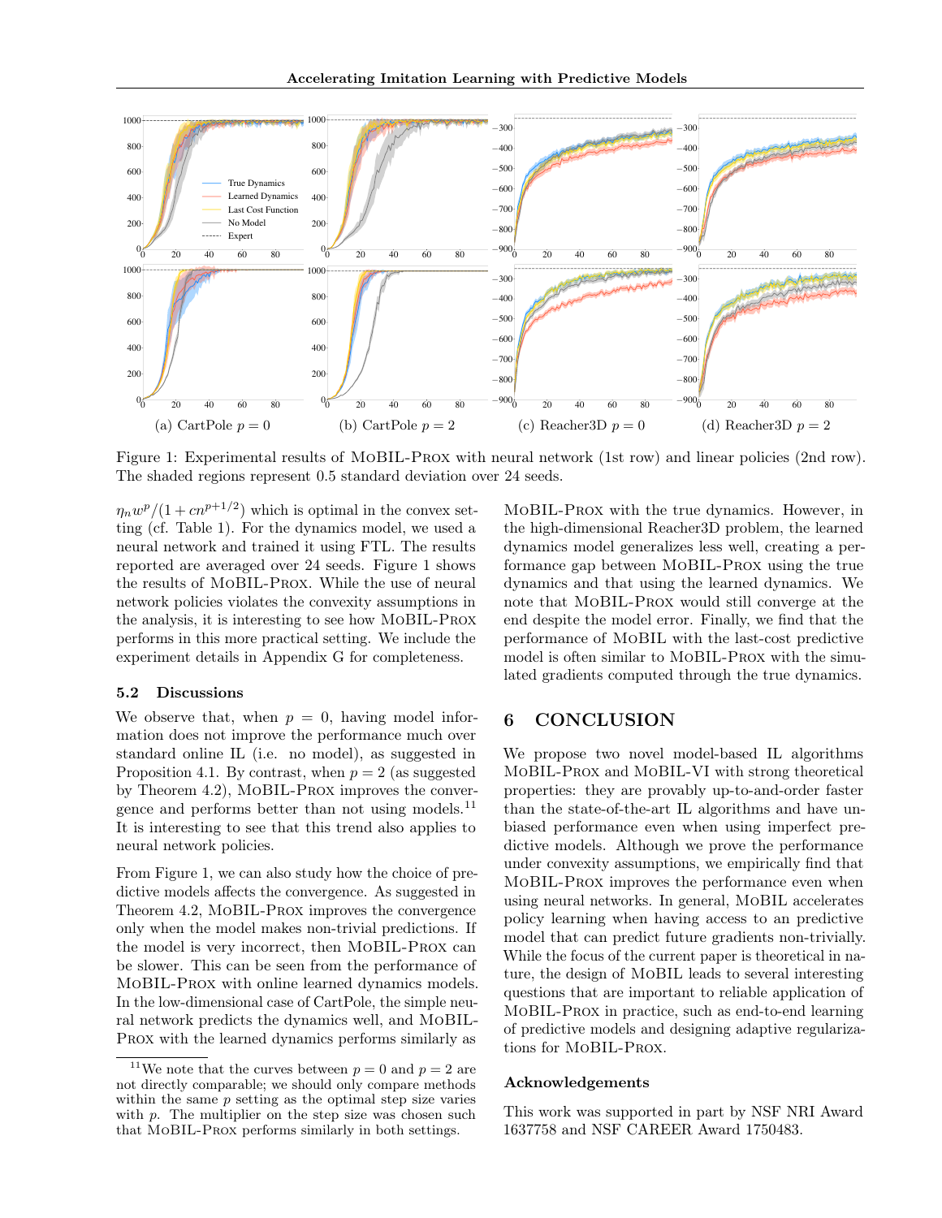Figure 1: Experimental results of MoBIL-Prox with neural network (1st row) and linear policies (2nd row). The shaded regions represent 0.5 standard deviation over 24 seeds.

$\eta_n w^p/(1 + cn^{p+1/2})$ which is optimal in the convex setting (cf. Table 1). For the dynamics model, we used a neural network and trained it using FTL. The results reported are averaged over 24 seeds. Figure 1 shows the results of MoBIL-Prox. While the use of neural network policies violates the convexity assumptions in the analysis, it is interesting to see how MoBIL-Prox performs in this more practical setting. We include the experiment details in Appendix G for completeness.

### 5.2 Discussions

We observe that, when $p = 0$, having model information does not improve the performance much over standard online IL (i.e. no model), as suggested in Proposition 4.1. By contrast, when $p = 2$ (as suggested by Theorem 4.2), MoBIL-Prox improves the convergence and performs better than not using models.[11] It is interesting to see that this trend also applies to neural network policies.

From Figure 1, we can also study how the choice of predictive models affects the convergence. As suggested in Theorem 4.2, MoBIL-Prox improves the convergence only when the model makes non-trivial predictions. If the model is very incorrect, then MoBIL-Prox can be slower. This can be seen from the performance of MoBIL-Prox with online learned dynamics models. In the low-dimensional case of CartPole, the simple neural network predicts the dynamics well, and MoBIL-Prox with the learned dynamics performs similarly as MoBIL-Prox with the true dynamics. However, in the high-dimensional Reacher3D problem, the learned dynamics model generalizes less well, creating a performance gap between MoBIL-Prox using the true dynamics and that using the learned dynamics. We note that MoBIL-Prox would still converge at the end despite the model error. Finally, we find that the performance of MoBIL with the last-cost predictive model is often similar to MoBIL-Prox with the simulated gradients computed through the true dynamics.

## 6 CONCLUSION

We propose two novel model-based IL algorithms MoBIL-Prox and MoBIL-VI with strong theoretical properties: they are provably up-to-and-order faster than the state-of-the-art IL algorithms and have unbiased performance even when using imperfect predictive models. Although we prove the performance under convexity assumptions, we empirically find that MoBIL-Prox improves the performance even when using neural networks. In general, MoBIL accelerates policy learning when having access to an predictive model that can predict future gradients non-trivially. While the focus of the current paper is theoretical in nature, the design of MoBIL leads to several interesting questions that are important to reliable application of MoBIL-Prox in practice, such as end-to-end learning of predictive models and designing adaptive regularizations for MoBIL-Prox.

#### Acknowledgements

This work was supported in part by NSF NRI Award 1637758 and NSF CAREER Award 1750483.

[11] We note that the curves between $p = 0$ and $p = 2$ are not directly comparable; we should only compare methods within the same $p$ setting as the optimal step size varies with $p$. The multiplier on the step size was chosen such that MoBIL-Prox performs similarly in both settings.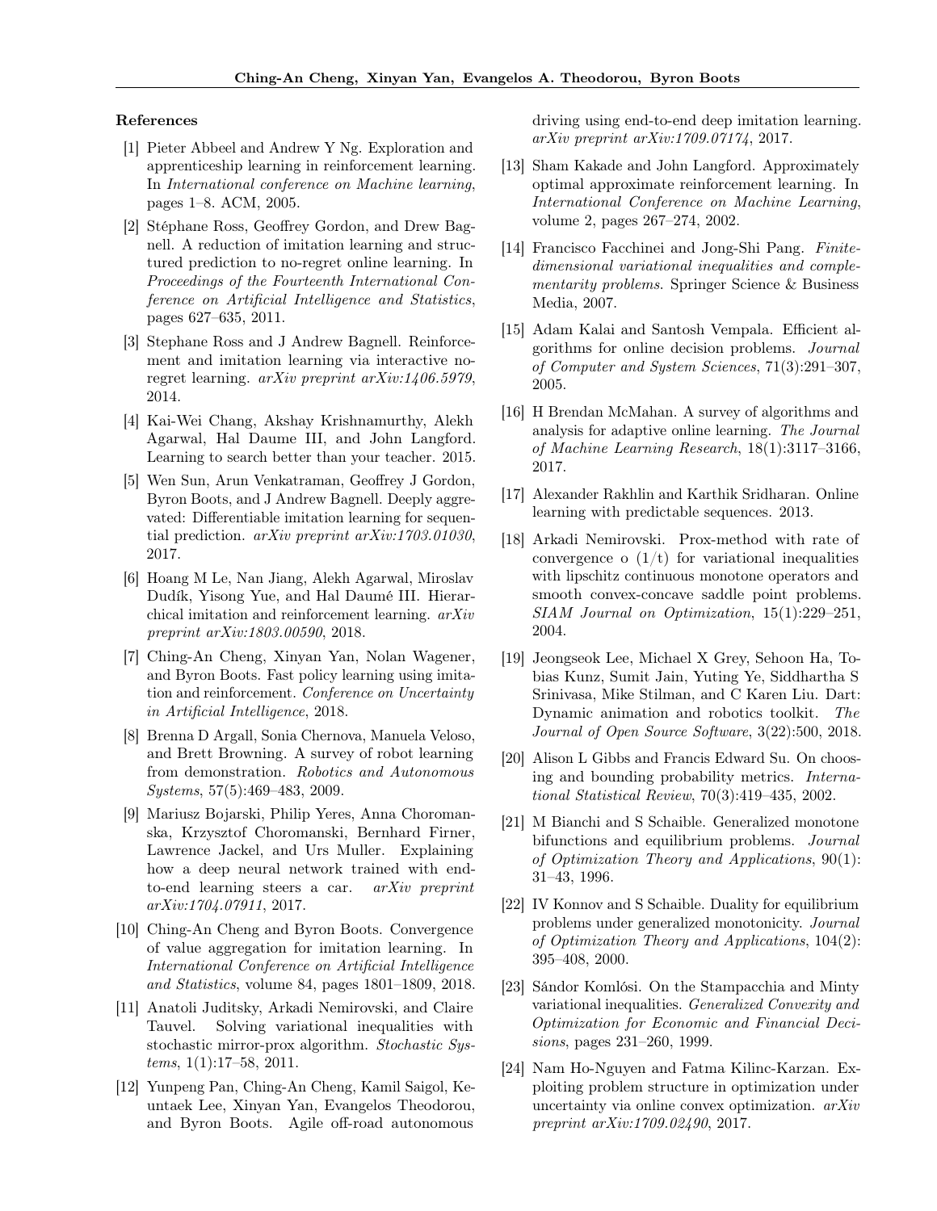### References

[1] Pieter Abbeel and Andrew Y Ng. Exploration and apprenticeship learning in reinforcement learning. In *International conference on Machine learning*, pages 1–8. ACM, 2005.

[2] Stéphane Ross, Geoffrey Gordon, and Drew Bagnell. A reduction of imitation learning and structured prediction to no-regret online learning. In *Proceedings of the Fourteenth International Conference on Artificial Intelligence and Statistics*, pages 627–635, 2011.

[3] Stephane Ross and J Andrew Bagnell. Reinforcement and imitation learning via interactive no-regret learning. *arXiv preprint arXiv:1406.5979*, 2014.

[4] Kai-Wei Chang, Akshay Krishnamurthy, Alekh Agarwal, Hal Daume III, and John Langford. Learning to search better than your teacher. 2015.

[5] Wen Sun, Arun Venkatraman, Geoffrey J Gordon, Byron Boots, and J Andrew Bagnell. Deeply aggrevated: Differentiable imitation learning for sequential prediction. *arXiv preprint arXiv:1703.01030*, 2017.

[6] Hoang M Le, Nan Jiang, Alekh Agarwal, Miroslav Dudík, Yisong Yue, and Hal Daumé III. Hierarchical imitation and reinforcement learning. *arXiv preprint arXiv:1803.00590*, 2018.

[7] Ching-An Cheng, Xinyan Yan, Nolan Wagener, and Byron Boots. Fast policy learning using imitation and reinforcement. *Conference on Uncertainty in Artificial Intelligence*, 2018.

[8] Brenna D Argall, Sonia Chernova, Manuela Veloso, and Brett Browning. A survey of robot learning from demonstration. *Robotics and Autonomous Systems*, 57(5):469–483, 2009.

[9] Mariusz Bojarski, Philip Yeres, Anna Choromanska, Krzysztof Choromanski, Bernhard Firner, Lawrence Jackel, and Urs Muller. Explaining how a deep neural network trained with end-to-end learning steers a car. *arXiv preprint arXiv:1704.07911*, 2017.

[10] Ching-An Cheng and Byron Boots. Convergence of value aggregation for imitation learning. In *International Conference on Artificial Intelligence and Statistics*, volume 84, pages 1801–1809, 2018.

[11] Anatoli Juditsky, Arkadi Nemirovski, and Claire Tauvel. Solving variational inequalities with stochastic mirror-prox algorithm. *Stochastic Systems*, 1(1):17–58, 2011.

[12] Yunpeng Pan, Ching-An Cheng, Kamil Saigol, Keuntaek Lee, Xinyan Yan, Evangelos Theodorou, and Byron Boots. Agile off-road autonomous driving using end-to-end deep imitation learning. *arXiv preprint arXiv:1709.07174*, 2017.

[13] Sham Kakade and John Langford. Approximately optimal approximate reinforcement learning. In *International Conference on Machine Learning*, volume 2, pages 267–274, 2002.

[14] Francisco Facchinei and Jong-Shi Pang. *Finite-dimensional variational inequalities and complementarity problems*. Springer Science & Business Media, 2007.

[15] Adam Kalai and Santosh Vempala. Efficient algorithms for online decision problems. *Journal of Computer and System Sciences*, 71(3):291–307, 2005.

[16] H Brendan McMahan. A survey of algorithms and analysis for adaptive online learning. *The Journal of Machine Learning Research*, 18(1):3117–3166, 2017.

[17] Alexander Rakhlin and Karthik Sridharan. Online learning with predictable sequences. 2013.

[18] Arkadi Nemirovski. Prox-method with rate of convergence o (1/t) for variational inequalities with lipschitz continuous monotone operators and smooth convex-concave saddle point problems. *SIAM Journal on Optimization*, 15(1):229–251, 2004.

[19] Jeongseok Lee, Michael X Grey, Sehoon Ha, Tobias Kunz, Sumit Jain, Yuting Ye, Siddhartha S Srinivasa, Mike Stilman, and C Karen Liu. Dart: Dynamic animation and robotics toolkit. *The Journal of Open Source Software*, 3(22):500, 2018.

[20] Alison L Gibbs and Francis Edward Su. On choosing and bounding probability metrics. *International Statistical Review*, 70(3):419–435, 2002.

[21] M Bianchi and S Schaible. Generalized monotone bifunctions and equilibrium problems. *Journal of Optimization Theory and Applications*, 90(1): 31–43, 1996.

[22] IV Konnov and S Schaible. Duality for equilibrium problems under generalized monotonicity. *Journal of Optimization Theory and Applications*, 104(2): 395–408, 2000.

[23] Sándor Komlósi. On the Stampacchia and Minty variational inequalities. *Generalized Convexity and Optimization for Economic and Financial Decisions*, pages 231–260, 1999.

[24] Nam Ho-Nguyen and Fatma Kilinc-Karzan. Exploiting problem structure in optimization under uncertainty via online convex optimization. *arXiv preprint arXiv:1709.02490*, 2017.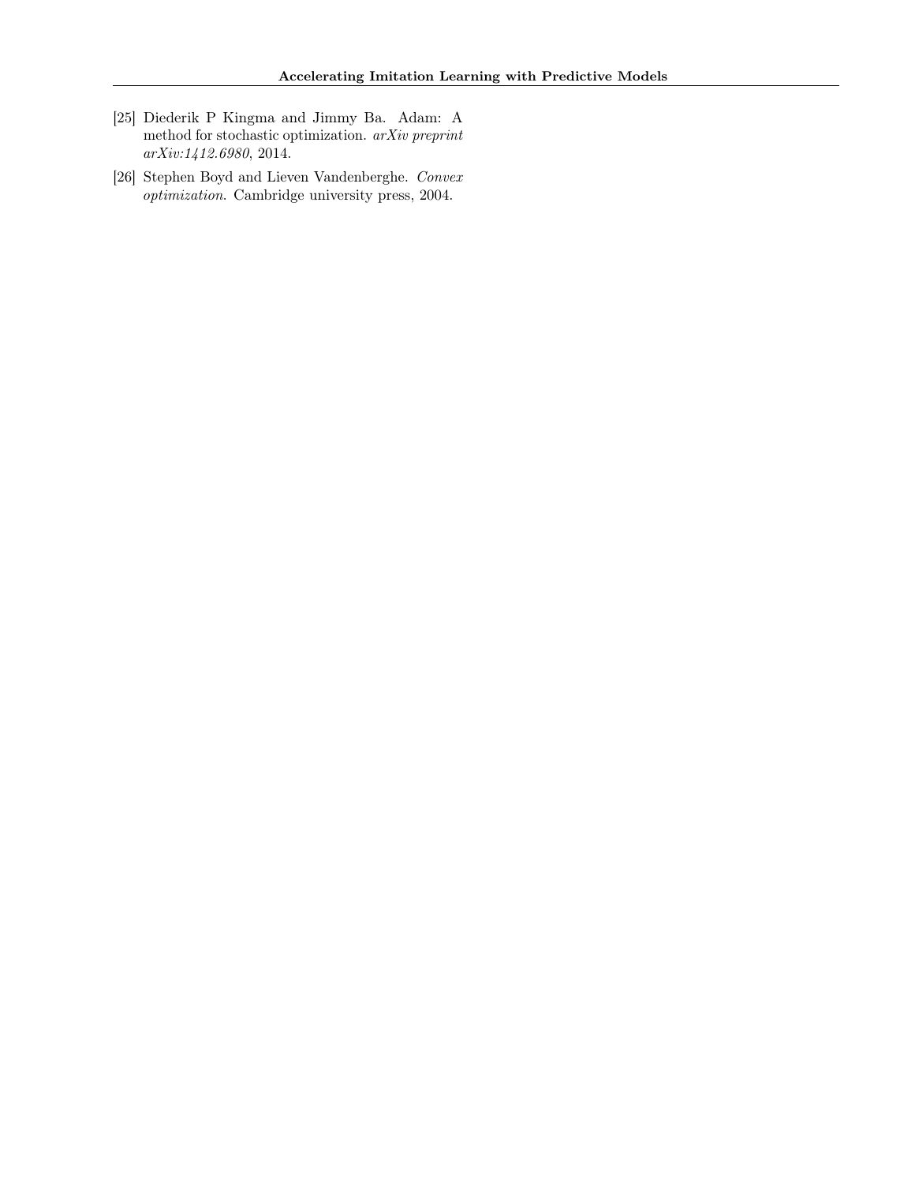[25] Diederik P Kingma and Jimmy Ba. Adam: A method for stochastic optimization. *arXiv preprint arXiv:1412.6980*, 2014.

[26] Stephen Boyd and Lieven Vandenberghe. *Convex optimization*. Cambridge university press, 2004.